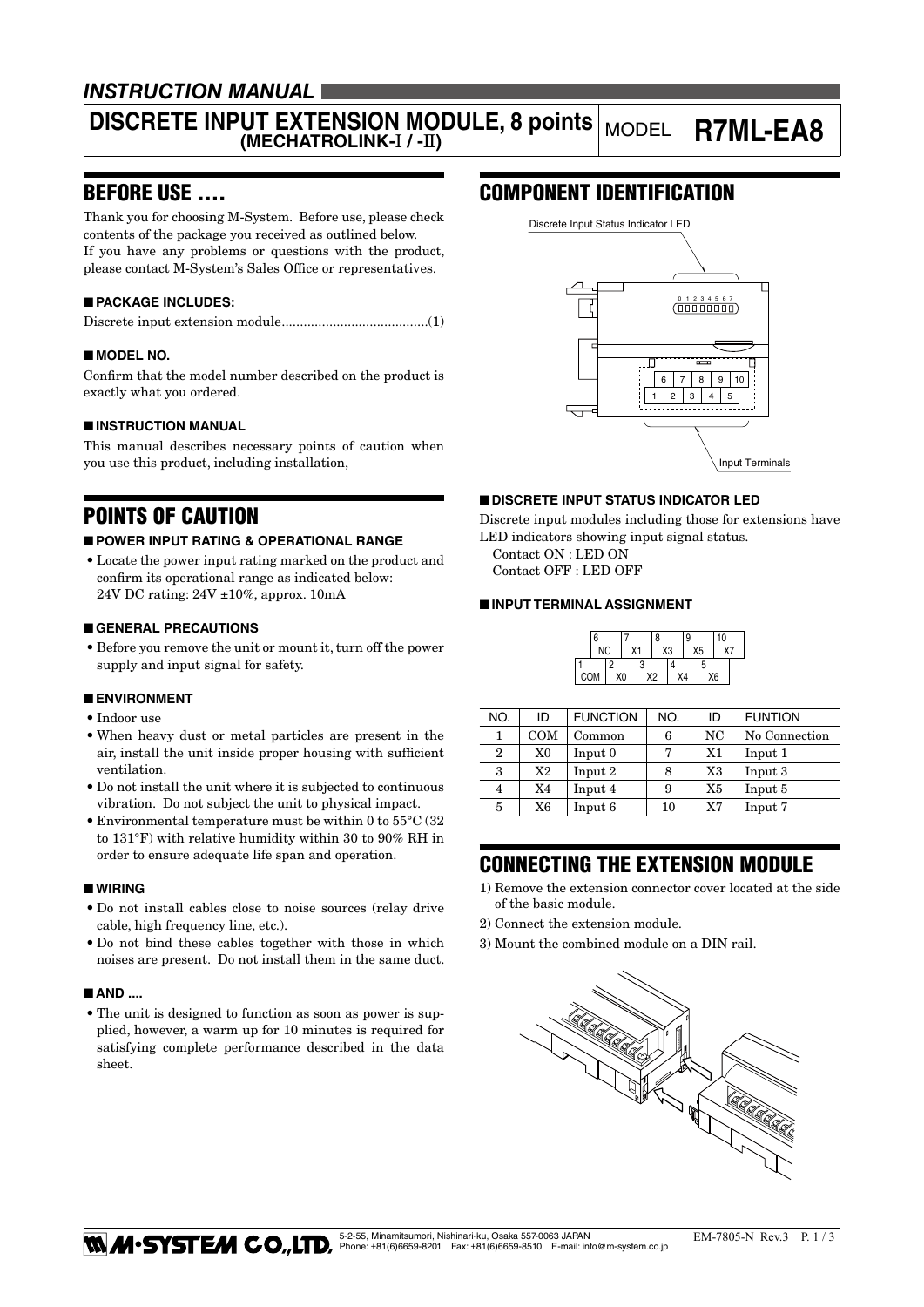*INSTRUCTION MANUAL*

# DISCRETE INPUT EXTENSION MODULE, 8 points (MECHATROLINK-I / -II)

MODEL **R7ML-EA8**

## BEFORE USE ....

Thank you for choosing M-System. Before use, please check contents of the package you received as outlined below.
If you have any problems or questions with the product, please contact M-System's Sales Office or representatives.

### ■ PACKAGE INCLUDES:

Discrete input extension module........................................(1)

### ■ MODEL NO.

Confirm that the model number described on the product is exactly what you ordered.

### ■ INSTRUCTION MANUAL

This manual describes necessary points of caution when you use this product, including installation,

## POINTS OF CAUTION

### ■ POWER INPUT RATING & OPERATIONAL RANGE

- Locate the power input rating marked on the product and confirm its operational range as indicated below:
  24V DC rating: 24V ±10%, approx. 10mA

### ■ GENERAL PRECAUTIONS

- Before you remove the unit or mount it, turn off the power supply and input signal for safety.

### ■ ENVIRONMENT

- Indoor use
- When heavy dust or metal particles are present in the air, install the unit inside proper housing with sufficient ventilation.
- Do not install the unit where it is subjected to continuous vibration. Do not subject the unit to physical impact.
- Environmental temperature must be within 0 to 55°C (32 to 131°F) with relative humidity within 30 to 90% RH in order to ensure adequate life span and operation.

### ■ WIRING

- Do not install cables close to noise sources (relay drive cable, high frequency line, etc.).
- Do not bind these cables together with those in which noises are present. Do not install them in the same duct.

### ■ AND ....

- The unit is designed to function as soon as power is supplied, however, a warm up for 10 minutes is required for satisfying complete performance described in the data sheet.

## COMPONENT IDENTIFICATION

Discrete Input Status Indicator LED

Input Terminals

### ■ DISCRETE INPUT STATUS INDICATOR LED

Discrete input modules including those for extensions have LED indicators showing input signal status.
Contact ON : LED ON
Contact OFF : LED OFF

### ■ INPUT TERMINAL ASSIGNMENT

| NO. | ID | FUNCTION | NO. | ID | FUNTION |
|---|---|---|---|---|---|
| 1 | COM | Common | 6 | NC | No Connection |
| 2 | X0 | Input 0 | 7 | X1 | Input 1 |
| 3 | X2 | Input 2 | 8 | X3 | Input 3 |
| 4 | X4 | Input 4 | 9 | X5 | Input 5 |
| 5 | X6 | Input 6 | 10 | X7 | Input 7 |

## CONNECTING THE EXTENSION MODULE

1) Remove the extension connector cover located at the side of the basic module.
2) Connect the extension module.
3) Mount the combined module on a DIN rail.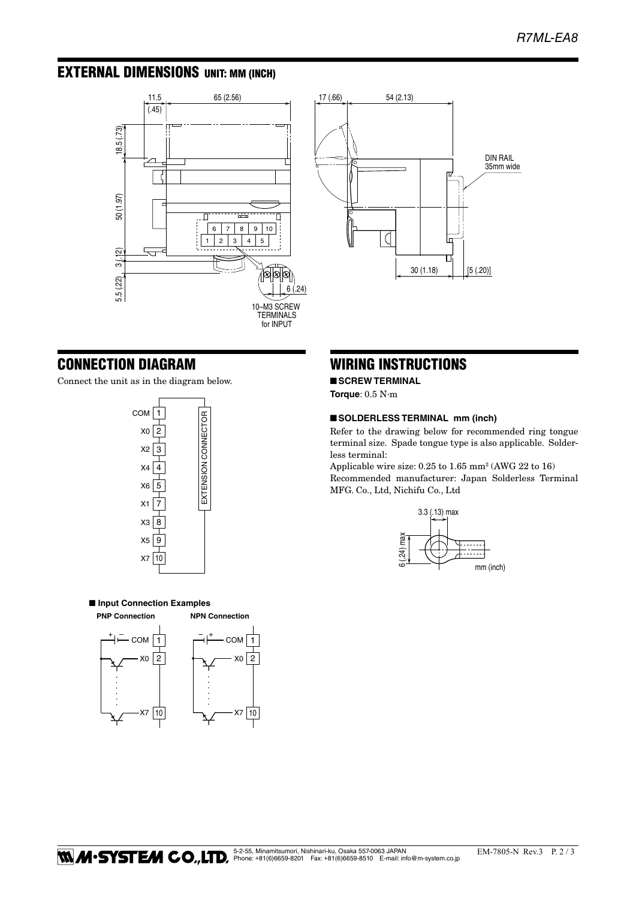## EXTERNAL DIMENSIONS UNIT: MM (INCH)

## CONNECTION DIAGRAM

Connect the unit as in the diagram below.

■ **Input Connection Examples**

**PNP Connection** **NPN Connection**

## WIRING INSTRUCTIONS

■ **SCREW TERMINAL**

**Torque**: 0.5 N·m

■ **SOLDERLESS TERMINAL mm (inch)**

Refer to the drawing below for recommended ring tongue terminal size. Spade tongue type is also applicable. Solderless terminal:

Applicable wire size: 0.25 to 1.65 mm² (AWG 22 to 16)

Recommended manufacturer: Japan Solderless Terminal MFG. Co., Ltd, Nichifu Co., Ltd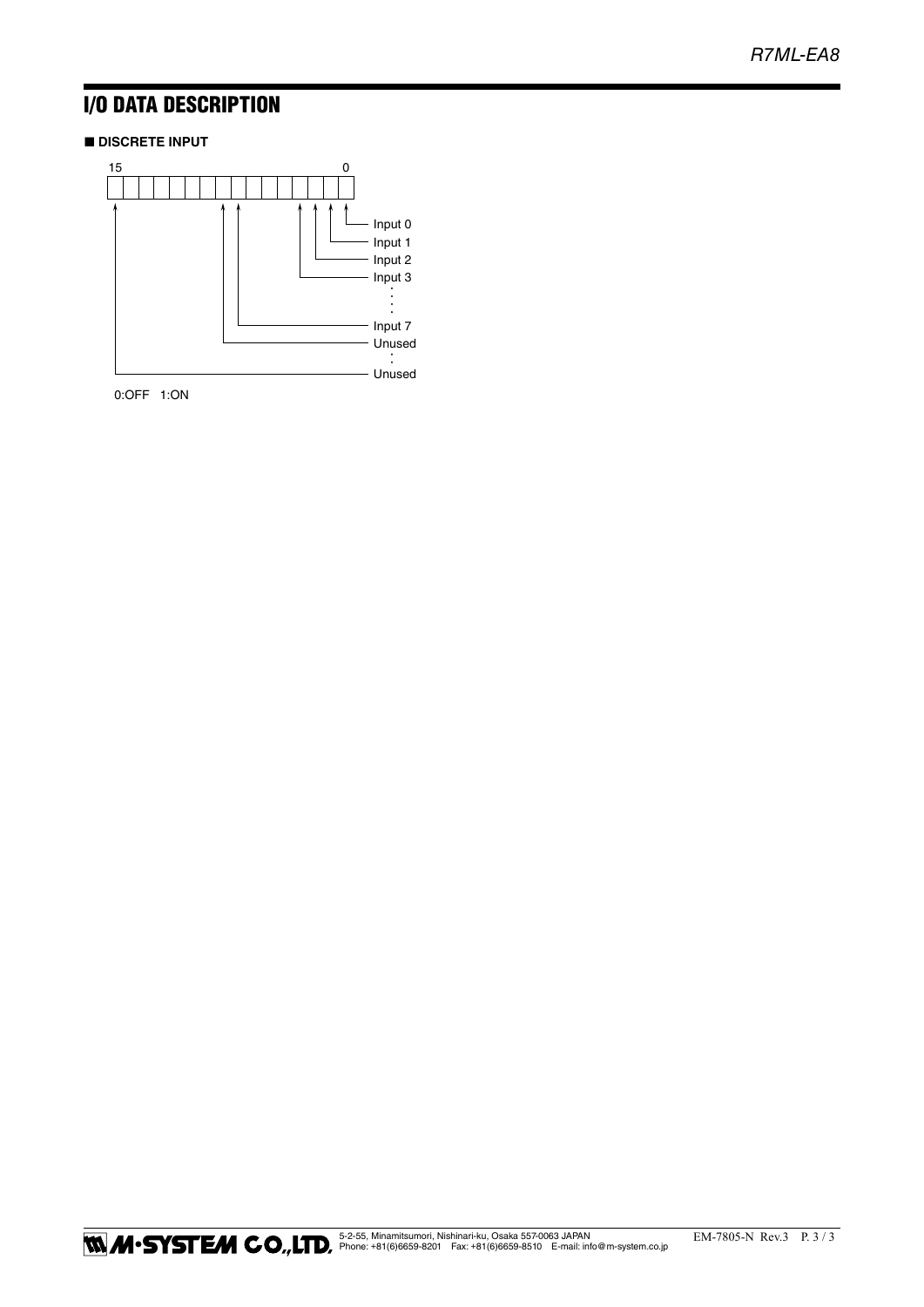# I/O DATA DESCRIPTION

■ **DISCRETE INPUT**

15 0

Input 0
Input 1
Input 2
Input 3
:
Input 7
Unused
:
Unused

0:OFF 1:ON